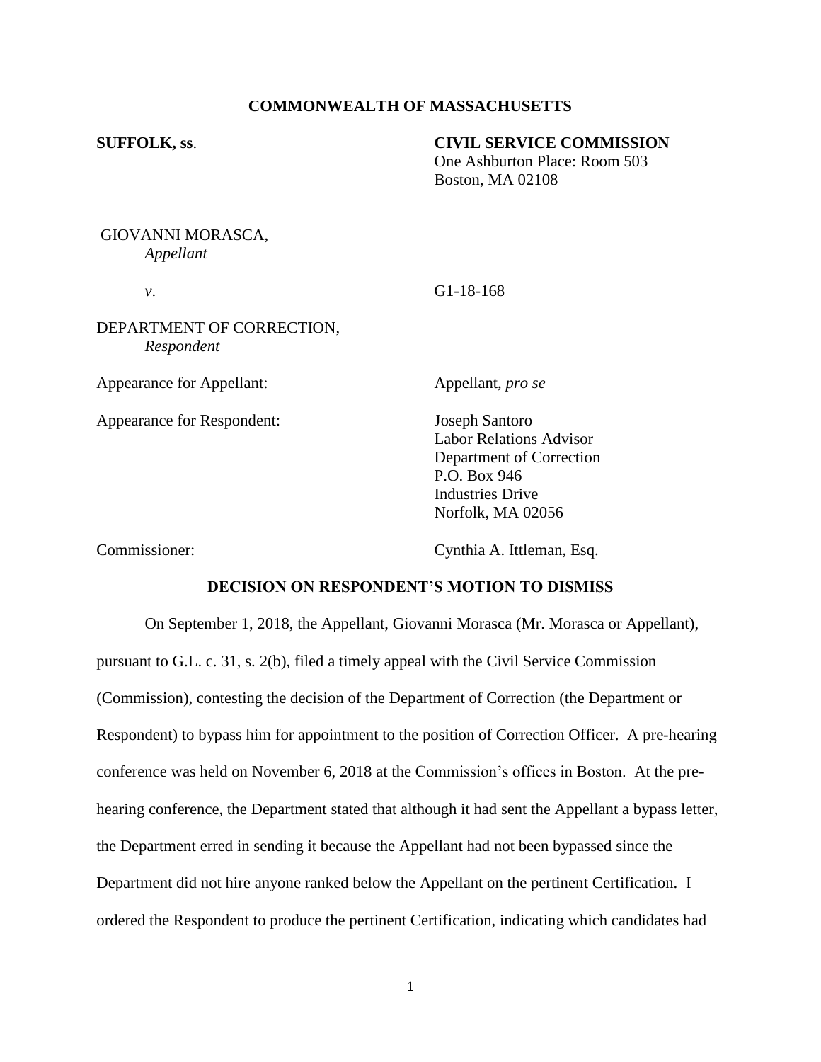**COMMONWEALTH OF MASSACHUSETTS**

**SUFFOLK, ss**.

**CIVIL SERVICE COMMISSION**
One Ashburton Place: Room 503
Boston, MA 02108

GIOVANNI MORASCA,
*Appellant*

*v*.

G1-18-168

DEPARTMENT OF CORRECTION,
*Respondent*

Appearance for Appellant: Appellant, *pro se*

Appearance for Respondent: Joseph Santoro
Labor Relations Advisor
Department of Correction
P.O. Box 946
Industries Drive
Norfolk, MA 02056

Commissioner: Cynthia A. Ittleman, Esq.

**DECISION ON RESPONDENT'S MOTION TO DISMISS**

On September 1, 2018, the Appellant, Giovanni Morasca (Mr. Morasca or Appellant), pursuant to G.L. c. 31, s. 2(b), filed a timely appeal with the Civil Service Commission (Commission), contesting the decision of the Department of Correction (the Department or Respondent) to bypass him for appointment to the position of Correction Officer. A pre-hearing conference was held on November 6, 2018 at the Commission's offices in Boston. At the pre-hearing conference, the Department stated that although it had sent the Appellant a bypass letter, the Department erred in sending it because the Appellant had not been bypassed since the Department did not hire anyone ranked below the Appellant on the pertinent Certification. I ordered the Respondent to produce the pertinent Certification, indicating which candidates had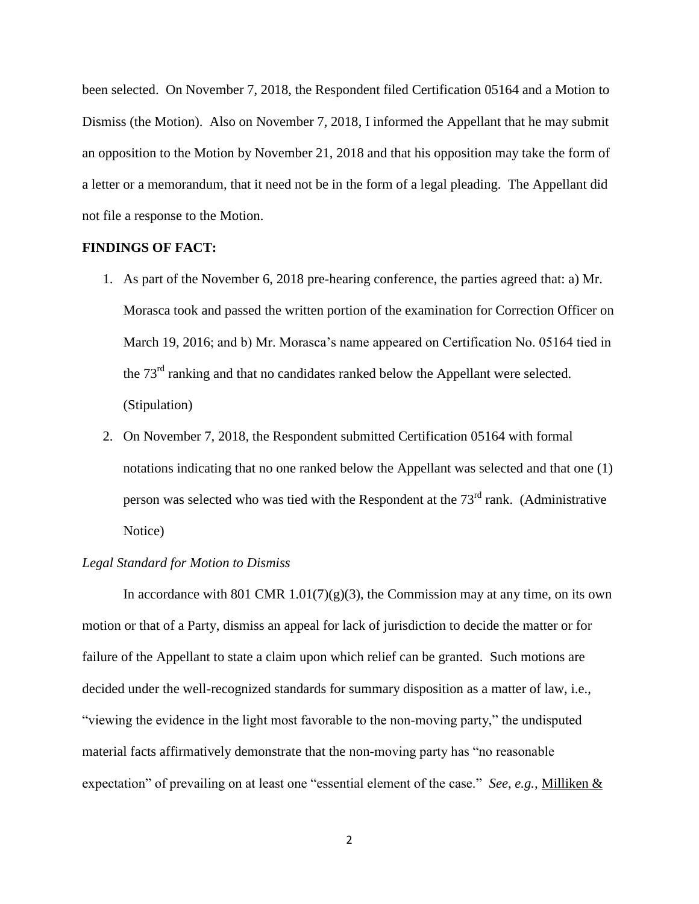been selected. On November 7, 2018, the Respondent filed Certification 05164 and a Motion to Dismiss (the Motion). Also on November 7, 2018, I informed the Appellant that he may submit an opposition to the Motion by November 21, 2018 and that his opposition may take the form of a letter or a memorandum, that it need not be in the form of a legal pleading. The Appellant did not file a response to the Motion.

**FINDINGS OF FACT:**

1. As part of the November 6, 2018 pre-hearing conference, the parties agreed that: a) Mr. Morasca took and passed the written portion of the examination for Correction Officer on March 19, 2016; and b) Mr. Morasca's name appeared on Certification No. 05164 tied in the 73rd ranking and that no candidates ranked below the Appellant were selected. (Stipulation)
2. On November 7, 2018, the Respondent submitted Certification 05164 with formal notations indicating that no one ranked below the Appellant was selected and that one (1) person was selected who was tied with the Respondent at the 73rd rank. (Administrative Notice)

*Legal Standard for Motion to Dismiss*

In accordance with 801 CMR 1.01(7)(g)(3), the Commission may at any time, on its own motion or that of a Party, dismiss an appeal for lack of jurisdiction to decide the matter or for failure of the Appellant to state a claim upon which relief can be granted. Such motions are decided under the well-recognized standards for summary disposition as a matter of law, i.e., "viewing the evidence in the light most favorable to the non-moving party," the undisputed material facts affirmatively demonstrate that the non-moving party has "no reasonable expectation" of prevailing on at least one "essential element of the case." *See, e.g.,* Milliken &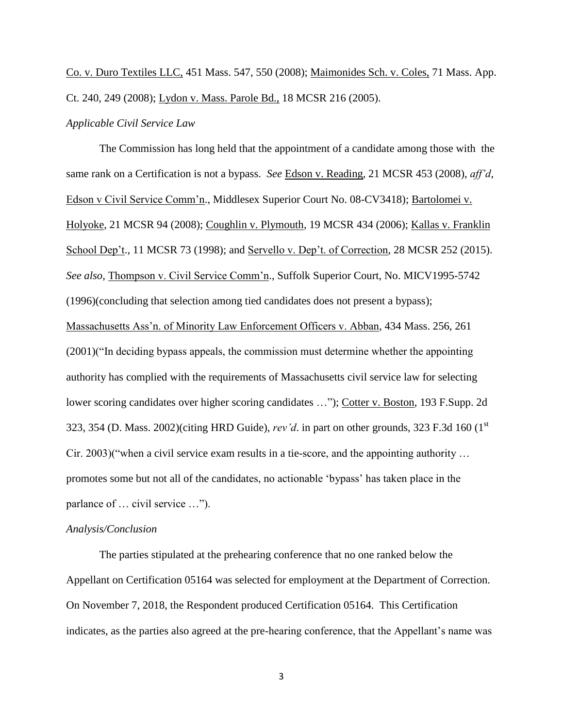Co. v. Duro Textiles LLC, 451 Mass. 547, 550 (2008); Maimonides Sch. v. Coles, 71 Mass. App. Ct. 240, 249 (2008); Lydon v. Mass. Parole Bd., 18 MCSR 216 (2005).

*Applicable Civil Service Law*

The Commission has long held that the appointment of a candidate among those with the same rank on a Certification is not a bypass. *See* Edson v. Reading, 21 MCSR 453 (2008), *aff'd*, Edson v Civil Service Comm'n., Middlesex Superior Court No. 08-CV3418); Bartolomei v. Holyoke, 21 MCSR 94 (2008); Coughlin v. Plymouth, 19 MCSR 434 (2006); Kallas v. Franklin School Dep't., 11 MCSR 73 (1998); and Servello v. Dep't. of Correction, 28 MCSR 252 (2015). *See also*, Thompson v. Civil Service Comm'n., Suffolk Superior Court, No. MICV1995-5742 (1996)(concluding that selection among tied candidates does not present a bypass); Massachusetts Ass'n. of Minority Law Enforcement Officers v. Abban, 434 Mass. 256, 261 (2001)("In deciding bypass appeals, the commission must determine whether the appointing authority has complied with the requirements of Massachusetts civil service law for selecting lower scoring candidates over higher scoring candidates …"); Cotter v. Boston, 193 F.Supp. 2d 323, 354 (D. Mass. 2002)(citing HRD Guide), *rev'd*. in part on other grounds, 323 F.3d 160 (1st Cir. 2003)("when a civil service exam results in a tie-score, and the appointing authority … promotes some but not all of the candidates, no actionable 'bypass' has taken place in the parlance of … civil service …").

*Analysis/Conclusion*

The parties stipulated at the prehearing conference that no one ranked below the Appellant on Certification 05164 was selected for employment at the Department of Correction. On November 7, 2018, the Respondent produced Certification 05164. This Certification indicates, as the parties also agreed at the pre-hearing conference, that the Appellant's name was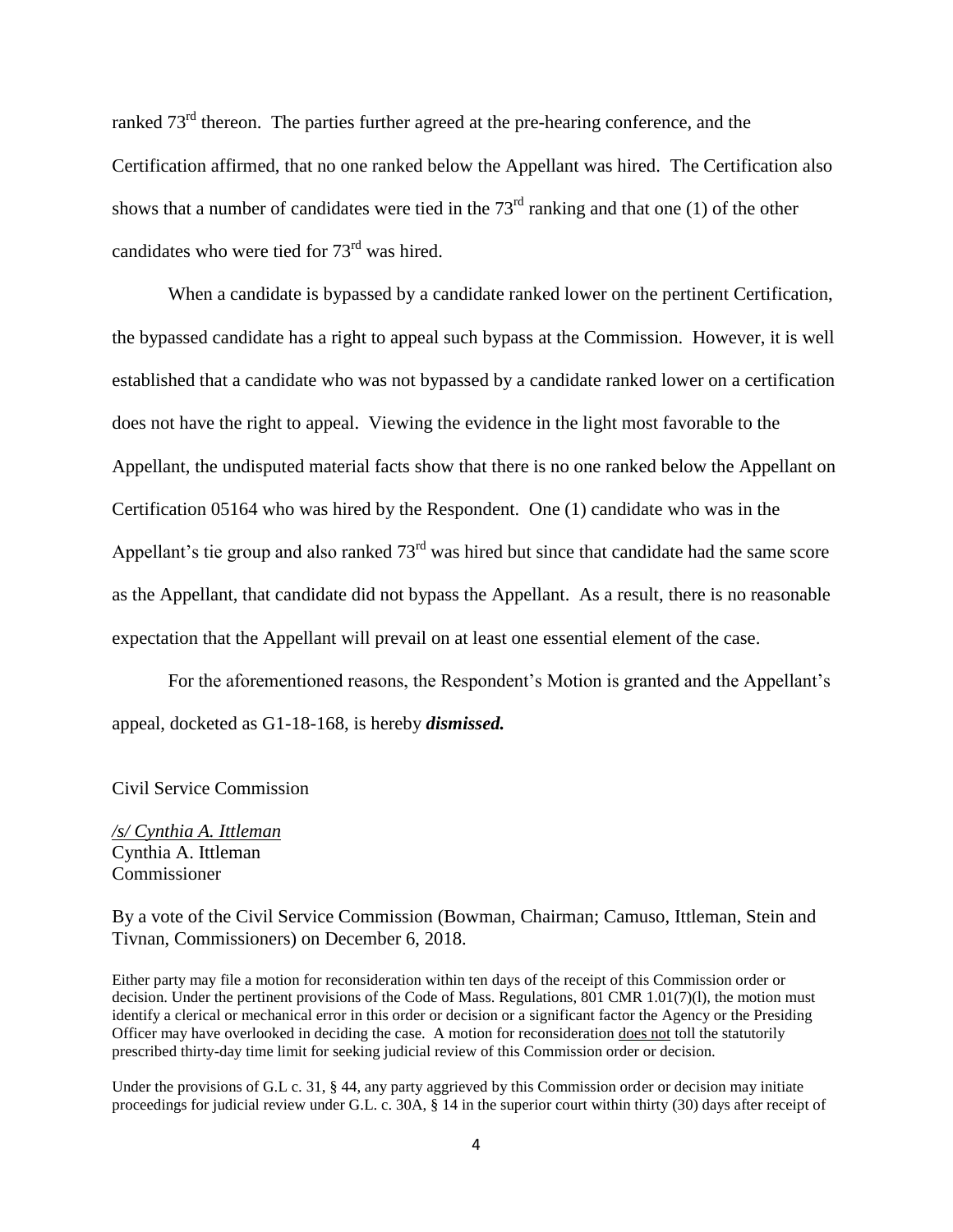ranked 73rd thereon. The parties further agreed at the pre-hearing conference, and the Certification affirmed, that no one ranked below the Appellant was hired. The Certification also shows that a number of candidates were tied in the 73rd ranking and that one (1) of the other candidates who were tied for 73rd was hired.

When a candidate is bypassed by a candidate ranked lower on the pertinent Certification, the bypassed candidate has a right to appeal such bypass at the Commission. However, it is well established that a candidate who was not bypassed by a candidate ranked lower on a certification does not have the right to appeal. Viewing the evidence in the light most favorable to the Appellant, the undisputed material facts show that there is no one ranked below the Appellant on Certification 05164 who was hired by the Respondent. One (1) candidate who was in the Appellant's tie group and also ranked 73rd was hired but since that candidate had the same score as the Appellant, that candidate did not bypass the Appellant. As a result, there is no reasonable expectation that the Appellant will prevail on at least one essential element of the case.

For the aforementioned reasons, the Respondent's Motion is granted and the Appellant's appeal, docketed as G1-18-168, is hereby ***dismissed.***

Civil Service Commission

*/s/ Cynthia A. Ittleman*
Cynthia A. Ittleman
Commissioner

By a vote of the Civil Service Commission (Bowman, Chairman; Camuso, Ittleman, Stein and Tivnan, Commissioners) on December 6, 2018.

Either party may file a motion for reconsideration within ten days of the receipt of this Commission order or decision. Under the pertinent provisions of the Code of Mass. Regulations, 801 CMR 1.01(7)(l), the motion must identify a clerical or mechanical error in this order or decision or a significant factor the Agency or the Presiding Officer may have overlooked in deciding the case. A motion for reconsideration does not toll the statutorily prescribed thirty-day time limit for seeking judicial review of this Commission order or decision.

Under the provisions of G.L c. 31, § 44, any party aggrieved by this Commission order or decision may initiate proceedings for judicial review under G.L. c. 30A, § 14 in the superior court within thirty (30) days after receipt of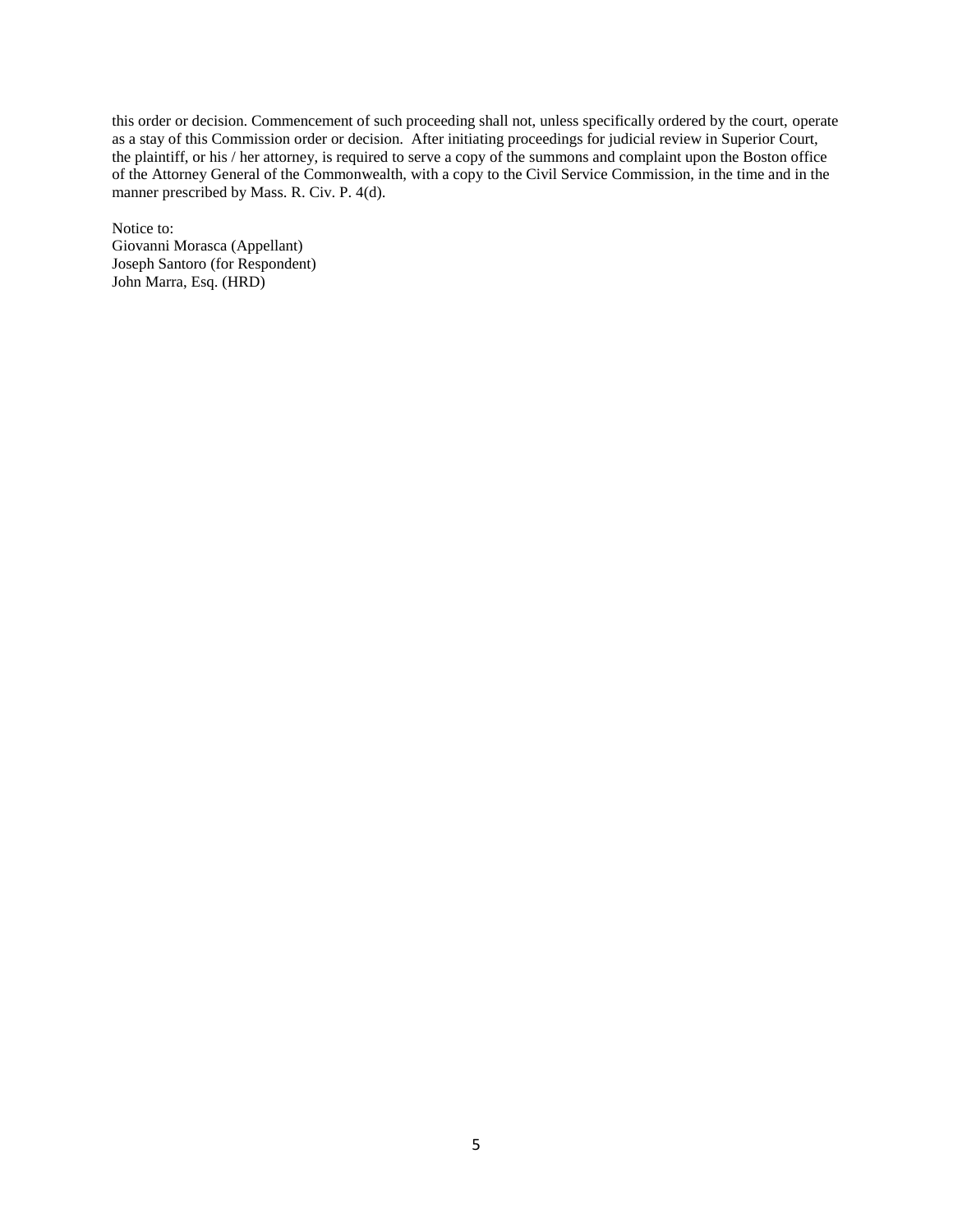this order or decision. Commencement of such proceeding shall not, unless specifically ordered by the court, operate as a stay of this Commission order or decision. After initiating proceedings for judicial review in Superior Court, the plaintiff, or his / her attorney, is required to serve a copy of the summons and complaint upon the Boston office of the Attorney General of the Commonwealth, with a copy to the Civil Service Commission, in the time and in the manner prescribed by Mass. R. Civ. P. 4(d).

Notice to:
Giovanni Morasca (Appellant)
Joseph Santoro (for Respondent)
John Marra, Esq. (HRD)